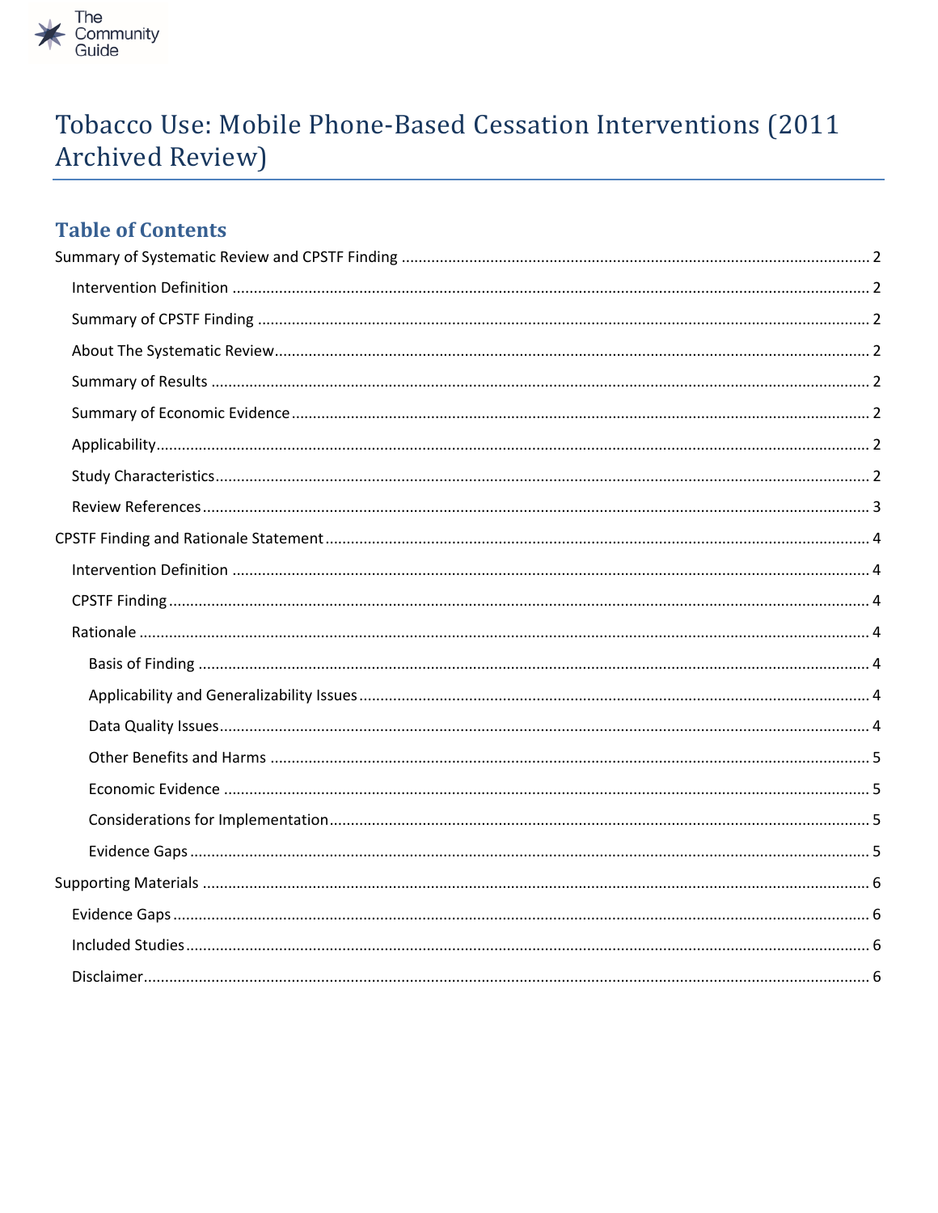The Community Guide

# Tobacco Use: Mobile Phone-Based Cessation Interventions (2011 Archived Review)

## Table of Contents

- Summary of Systematic Review and CPSTF Finding ........ 2
  - Intervention Definition ........ 2
  - Summary of CPSTF Finding ........ 2
  - About The Systematic Review ........ 2
  - Summary of Results ........ 2
  - Summary of Economic Evidence ........ 2
  - Applicability ........ 2
  - Study Characteristics ........ 2
  - Review References ........ 3
- CPSTF Finding and Rationale Statement ........ 4
  - Intervention Definition ........ 4
  - CPSTF Finding ........ 4
  - Rationale ........ 4
    - Basis of Finding ........ 4
    - Applicability and Generalizability Issues ........ 4
    - Data Quality Issues ........ 4
    - Other Benefits and Harms ........ 5
    - Economic Evidence ........ 5
    - Considerations for Implementation ........ 5
    - Evidence Gaps ........ 5
- Supporting Materials ........ 6
  - Evidence Gaps ........ 6
  - Included Studies ........ 6
  - Disclaimer ........ 6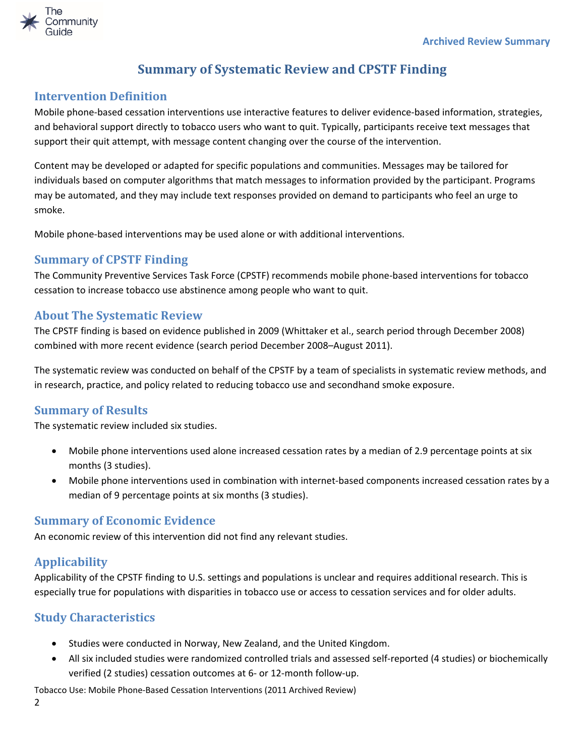# Summary of Systematic Review and CPSTF Finding

## Intervention Definition

Mobile phone-based cessation interventions use interactive features to deliver evidence-based information, strategies, and behavioral support directly to tobacco users who want to quit. Typically, participants receive text messages that support their quit attempt, with message content changing over the course of the intervention.

Content may be developed or adapted for specific populations and communities. Messages may be tailored for individuals based on computer algorithms that match messages to information provided by the participant. Programs may be automated, and they may include text responses provided on demand to participants who feel an urge to smoke.

Mobile phone-based interventions may be used alone or with additional interventions.

## Summary of CPSTF Finding

The Community Preventive Services Task Force (CPSTF) recommends mobile phone-based interventions for tobacco cessation to increase tobacco use abstinence among people who want to quit.

## About The Systematic Review

The CPSTF finding is based on evidence published in 2009 (Whittaker et al., search period through December 2008) combined with more recent evidence (search period December 2008–August 2011).

The systematic review was conducted on behalf of the CPSTF by a team of specialists in systematic review methods, and in research, practice, and policy related to reducing tobacco use and secondhand smoke exposure.

## Summary of Results

The systematic review included six studies.

- Mobile phone interventions used alone increased cessation rates by a median of 2.9 percentage points at six months (3 studies).
- Mobile phone interventions used in combination with internet-based components increased cessation rates by a median of 9 percentage points at six months (3 studies).

## Summary of Economic Evidence

An economic review of this intervention did not find any relevant studies.

## Applicability

Applicability of the CPSTF finding to U.S. settings and populations is unclear and requires additional research. This is especially true for populations with disparities in tobacco use or access to cessation services and for older adults.

## Study Characteristics

- Studies were conducted in Norway, New Zealand, and the United Kingdom.
- All six included studies were randomized controlled trials and assessed self-reported (4 studies) or biochemically verified (2 studies) cessation outcomes at 6- or 12-month follow-up.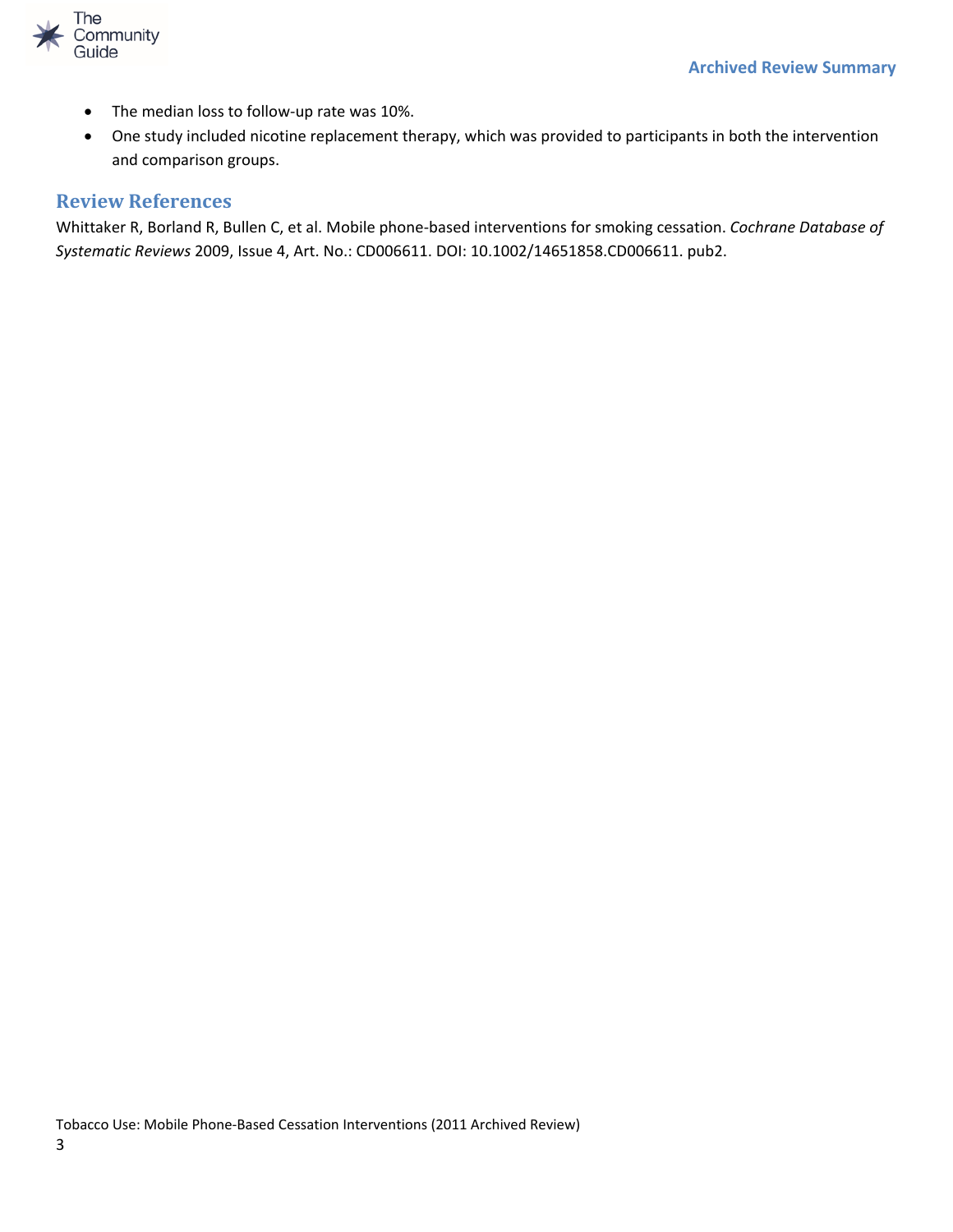- The median loss to follow-up rate was 10%.
- One study included nicotine replacement therapy, which was provided to participants in both the intervention and comparison groups.

## Review References

Whittaker R, Borland R, Bullen C, et al. Mobile phone-based interventions for smoking cessation. *Cochrane Database of Systematic Reviews* 2009, Issue 4, Art. No.: CD006611. DOI: 10.1002/14651858.CD006611. pub2.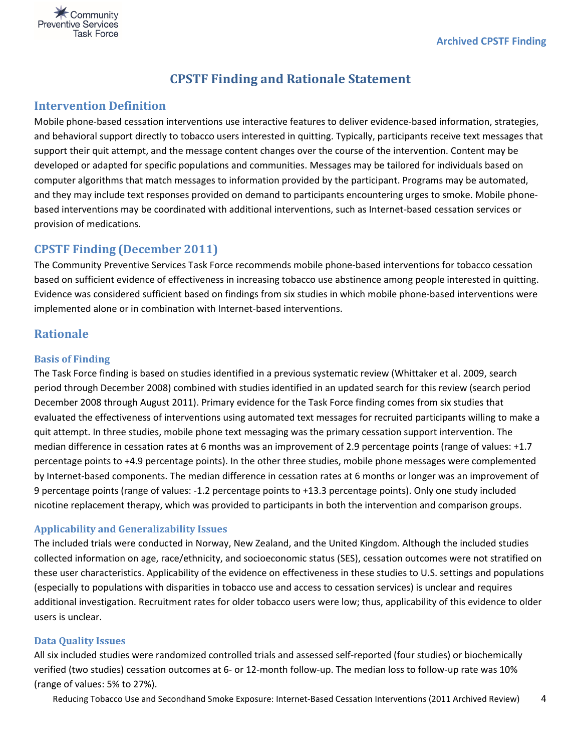# CPSTF Finding and Rationale Statement

## Intervention Definition

Mobile phone-based cessation interventions use interactive features to deliver evidence-based information, strategies, and behavioral support directly to tobacco users interested in quitting. Typically, participants receive text messages that support their quit attempt, and the message content changes over the course of the intervention. Content may be developed or adapted for specific populations and communities. Messages may be tailored for individuals based on computer algorithms that match messages to information provided by the participant. Programs may be automated, and they may include text responses provided on demand to participants encountering urges to smoke. Mobile phone-based interventions may be coordinated with additional interventions, such as Internet-based cessation services or provision of medications.

## CPSTF Finding (December 2011)

The Community Preventive Services Task Force recommends mobile phone-based interventions for tobacco cessation based on sufficient evidence of effectiveness in increasing tobacco use abstinence among people interested in quitting. Evidence was considered sufficient based on findings from six studies in which mobile phone-based interventions were implemented alone or in combination with Internet-based interventions.

## Rationale

### Basis of Finding

The Task Force finding is based on studies identified in a previous systematic review (Whittaker et al. 2009, search period through December 2008) combined with studies identified in an updated search for this review (search period December 2008 through August 2011). Primary evidence for the Task Force finding comes from six studies that evaluated the effectiveness of interventions using automated text messages for recruited participants willing to make a quit attempt. In three studies, mobile phone text messaging was the primary cessation support intervention. The median difference in cessation rates at 6 months was an improvement of 2.9 percentage points (range of values: +1.7 percentage points to +4.9 percentage points). In the other three studies, mobile phone messages were complemented by Internet-based components. The median difference in cessation rates at 6 months or longer was an improvement of 9 percentage points (range of values: -1.2 percentage points to +13.3 percentage points). Only one study included nicotine replacement therapy, which was provided to participants in both the intervention and comparison groups.

### Applicability and Generalizability Issues

The included trials were conducted in Norway, New Zealand, and the United Kingdom. Although the included studies collected information on age, race/ethnicity, and socioeconomic status (SES), cessation outcomes were not stratified on these user characteristics. Applicability of the evidence on effectiveness in these studies to U.S. settings and populations (especially to populations with disparities in tobacco use and access to cessation services) is unclear and requires additional investigation. Recruitment rates for older tobacco users were low; thus, applicability of this evidence to older users is unclear.

### Data Quality Issues

All six included studies were randomized controlled trials and assessed self-reported (four studies) or biochemically verified (two studies) cessation outcomes at 6- or 12-month follow-up. The median loss to follow-up rate was 10% (range of values: 5% to 27%).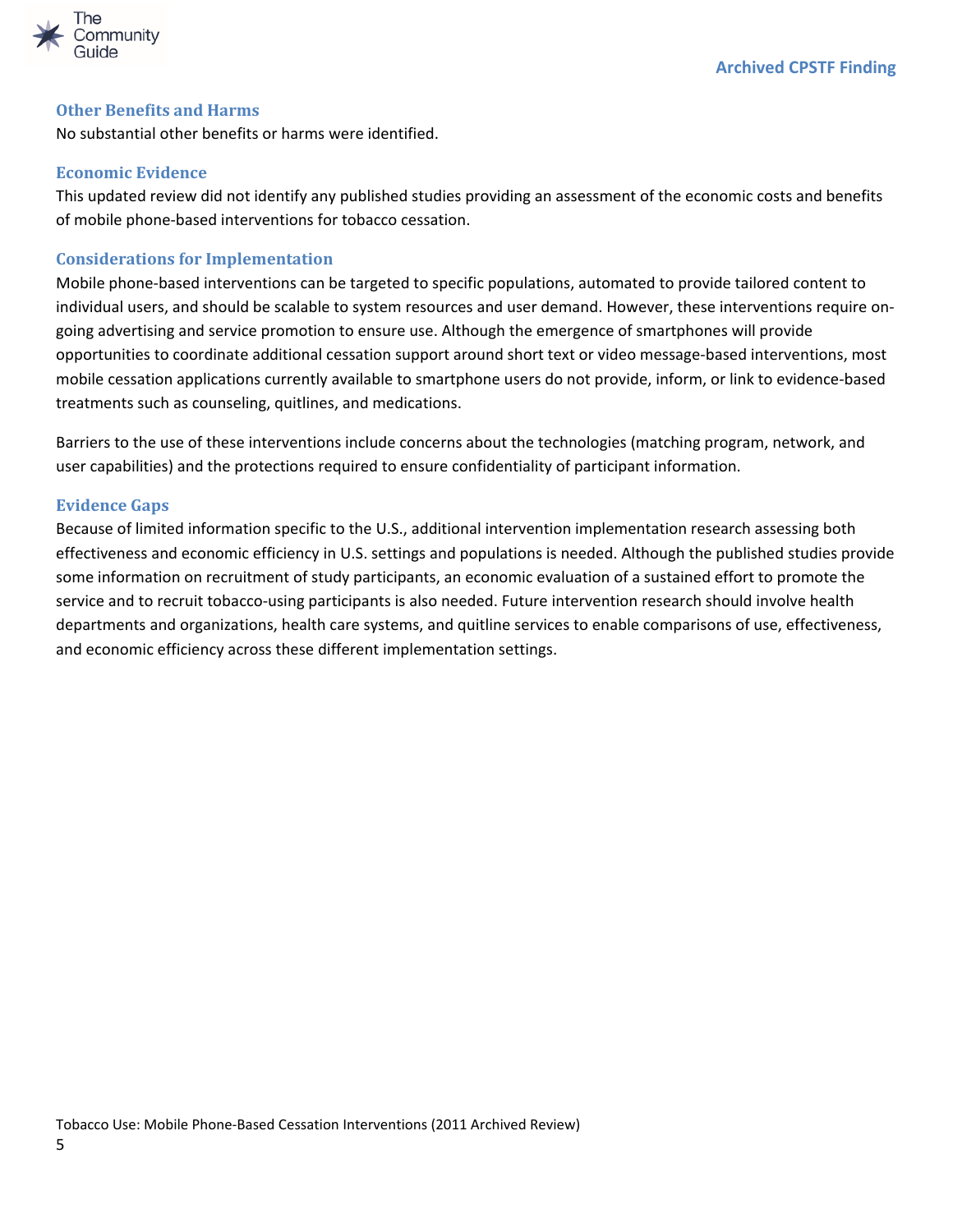### Other Benefits and Harms

No substantial other benefits or harms were identified.

### Economic Evidence

This updated review did not identify any published studies providing an assessment of the economic costs and benefits of mobile phone-based interventions for tobacco cessation.

### Considerations for Implementation

Mobile phone-based interventions can be targeted to specific populations, automated to provide tailored content to individual users, and should be scalable to system resources and user demand. However, these interventions require on-going advertising and service promotion to ensure use. Although the emergence of smartphones will provide opportunities to coordinate additional cessation support around short text or video message-based interventions, most mobile cessation applications currently available to smartphone users do not provide, inform, or link to evidence-based treatments such as counseling, quitlines, and medications.

Barriers to the use of these interventions include concerns about the technologies (matching program, network, and user capabilities) and the protections required to ensure confidentiality of participant information.

### Evidence Gaps

Because of limited information specific to the U.S., additional intervention implementation research assessing both effectiveness and economic efficiency in U.S. settings and populations is needed. Although the published studies provide some information on recruitment of study participants, an economic evaluation of a sustained effort to promote the service and to recruit tobacco-using participants is also needed. Future intervention research should involve health departments and organizations, health care systems, and quitline services to enable comparisons of use, effectiveness, and economic efficiency across these different implementation settings.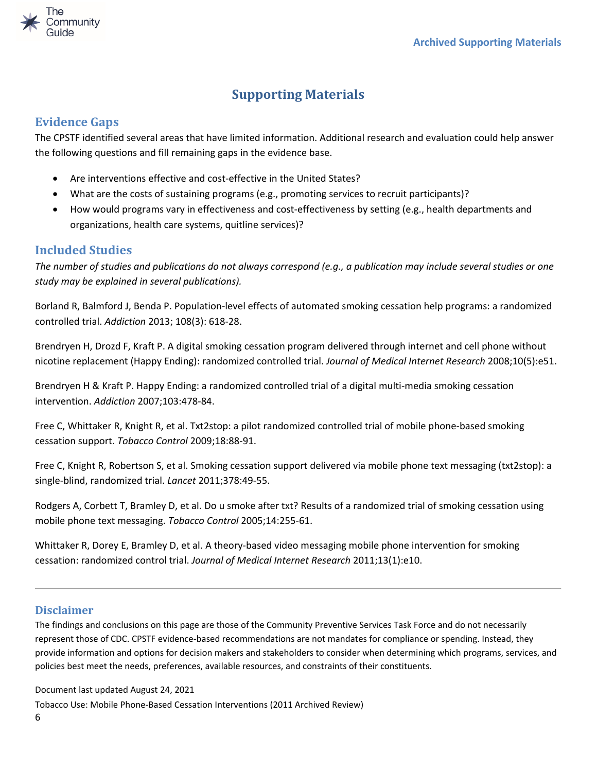# Supporting Materials

## Evidence Gaps

The CPSTF identified several areas that have limited information. Additional research and evaluation could help answer the following questions and fill remaining gaps in the evidence base.

- Are interventions effective and cost-effective in the United States?
- What are the costs of sustaining programs (e.g., promoting services to recruit participants)?
- How would programs vary in effectiveness and cost-effectiveness by setting (e.g., health departments and organizations, health care systems, quitline services)?

## Included Studies

*The number of studies and publications do not always correspond (e.g., a publication may include several studies or one study may be explained in several publications).*

Borland R, Balmford J, Benda P. Population-level effects of automated smoking cessation help programs: a randomized controlled trial. *Addiction* 2013; 108(3): 618-28.

Brendryen H, Drozd F, Kraft P. A digital smoking cessation program delivered through internet and cell phone without nicotine replacement (Happy Ending): randomized controlled trial. *Journal of Medical Internet Research* 2008;10(5):e51.

Brendryen H & Kraft P. Happy Ending: a randomized controlled trial of a digital multi-media smoking cessation intervention. *Addiction* 2007;103:478-84.

Free C, Whittaker R, Knight R, et al. Txt2stop: a pilot randomized controlled trial of mobile phone-based smoking cessation support. *Tobacco Control* 2009;18:88-91.

Free C, Knight R, Robertson S, et al. Smoking cessation support delivered via mobile phone text messaging (txt2stop): a single-blind, randomized trial. *Lancet* 2011;378:49-55.

Rodgers A, Corbett T, Bramley D, et al. Do u smoke after txt? Results of a randomized trial of smoking cessation using mobile phone text messaging. *Tobacco Control* 2005;14:255-61.

Whittaker R, Dorey E, Bramley D, et al. A theory-based video messaging mobile phone intervention for smoking cessation: randomized control trial. *Journal of Medical Internet Research* 2011;13(1):e10.

---

## Disclaimer

The findings and conclusions on this page are those of the Community Preventive Services Task Force and do not necessarily represent those of CDC. CPSTF evidence-based recommendations are not mandates for compliance or spending. Instead, they provide information and options for decision makers and stakeholders to consider when determining which programs, services, and policies best meet the needs, preferences, available resources, and constraints of their constituents.

Document last updated August 24, 2021